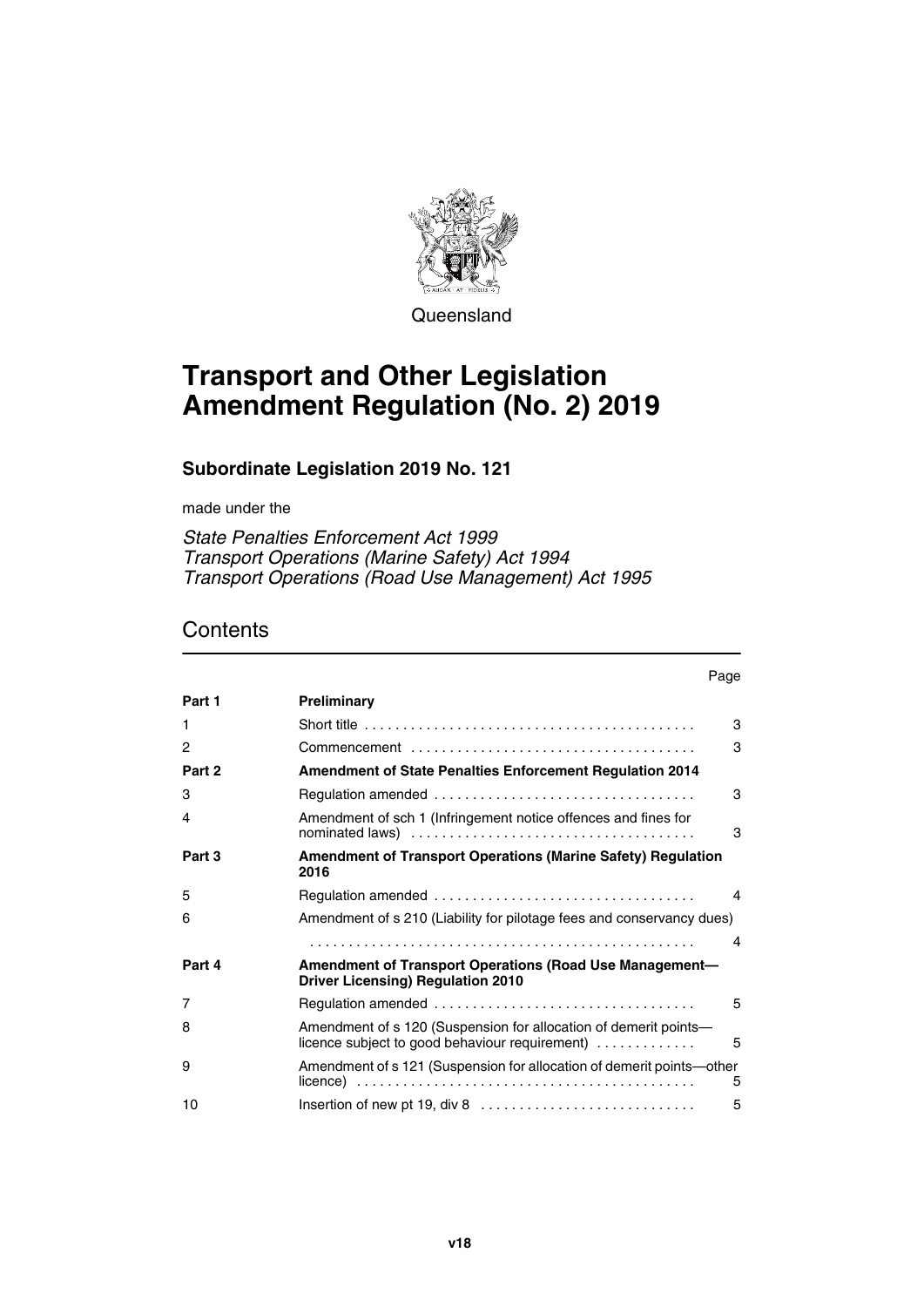Queensland

# Transport and Other Legislation Amendment Regulation (No. 2) 2019

### Subordinate Legislation 2019 No. 121

made under the

*State Penalties Enforcement Act 1999*
*Transport Operations (Marine Safety) Act 1994*
*Transport Operations (Road Use Management) Act 1995*

## Contents

| | | Page |
|---|---|---|
| **Part 1** | **Preliminary** | |
| 1 | Short title | 3 |
| 2 | Commencement | 3 |
| **Part 2** | **Amendment of State Penalties Enforcement Regulation 2014** | |
| 3 | Regulation amended | 3 |
| 4 | Amendment of sch 1 (Infringement notice offences and fines for nominated laws) | 3 |
| **Part 3** | **Amendment of Transport Operations (Marine Safety) Regulation 2016** | |
| 5 | Regulation amended | 4 |
| 6 | Amendment of s 210 (Liability for pilotage fees and conservancy dues) | 4 |
| **Part 4** | **Amendment of Transport Operations (Road Use Management—Driver Licensing) Regulation 2010** | |
| 7 | Regulation amended | 5 |
| 8 | Amendment of s 120 (Suspension for allocation of demerit points—licence subject to good behaviour requirement) | 5 |
| 9 | Amendment of s 121 (Suspension for allocation of demerit points—other licence) | 5 |
| 10 | Insertion of new pt 19, div 8 | 5 |

v18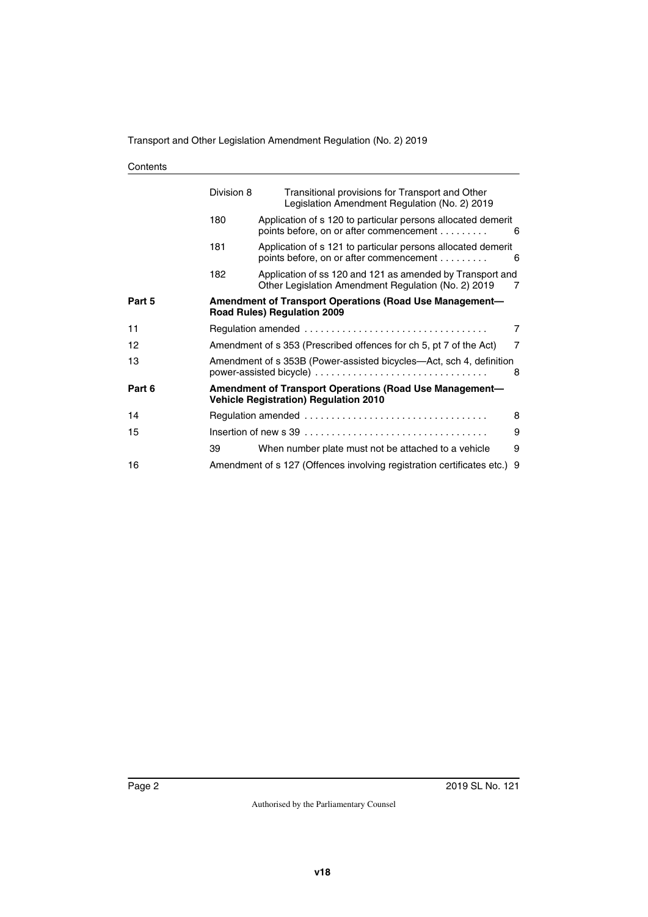Contents

| | | | |
|---|---|---|---|
| | Division 8 | Transitional provisions for Transport and Other Legislation Amendment Regulation (No. 2) 2019 | |
| | 180 | Application of s 120 to particular persons allocated demerit points before, on or after commencement . . . . . . . . . | 6 |
| | 181 | Application of s 121 to particular persons allocated demerit points before, on or after commencement . . . . . . . . . | 6 |
| | 182 | Application of ss 120 and 121 as amended by Transport and Other Legislation Amendment Regulation (No. 2) 2019 | 7 |
| **Part 5** | **Amendment of Transport Operations (Road Use Management—Road Rules) Regulation 2009** | | |
| 11 | Regulation amended . . . . . . . . . . . . . . . . . . . . . . . . . . . . . . . . . | | 7 |
| 12 | Amendment of s 353 (Prescribed offences for ch 5, pt 7 of the Act) | | 7 |
| 13 | Amendment of s 353B (Power-assisted bicycles—Act, sch 4, definition power-assisted bicycle) . . . . . . . . . . . . . . . . . . . . . . . . . . . . . . . | | 8 |
| **Part 6** | **Amendment of Transport Operations (Road Use Management—Vehicle Registration) Regulation 2010** | | |
| 14 | Regulation amended . . . . . . . . . . . . . . . . . . . . . . . . . . . . . . . . . | | 8 |
| 15 | Insertion of new s 39 . . . . . . . . . . . . . . . . . . . . . . . . . . . . . . . . . | | 9 |
| | 39 | When number plate must not be attached to a vehicle | 9 |
| 16 | Amendment of s 127 (Offences involving registration certificates etc.) | | 9 |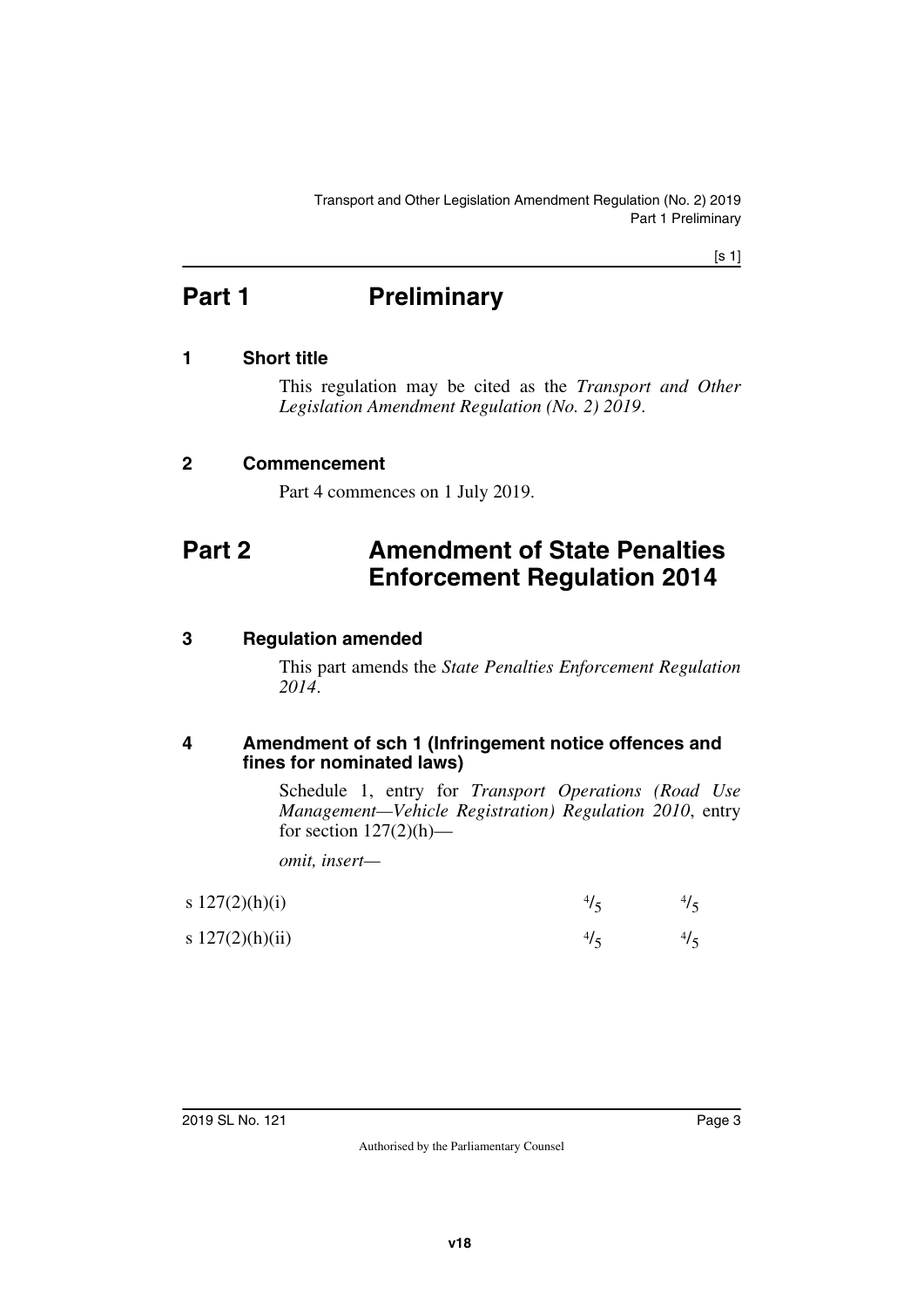# Part 1 Preliminary

## 1 Short title

This regulation may be cited as the *Transport and Other Legislation Amendment Regulation (No. 2) 2019*.

## 2 Commencement

Part 4 commences on 1 July 2019.

# Part 2 Amendment of State Penalties Enforcement Regulation 2014

## 3 Regulation amended

This part amends the *State Penalties Enforcement Regulation 2014*.

## 4 Amendment of sch 1 (Infringement notice offences and fines for nominated laws)

Schedule 1, entry for *Transport Operations (Road Use Management—Vehicle Registration) Regulation 2010*, entry for section 127(2)(h)—

*omit, insert—*

| | | |
|---|---|---|
| s 127(2)(h)(i) | 4/5 | 4/5 |
| s 127(2)(h)(ii) | 4/5 | 4/5 |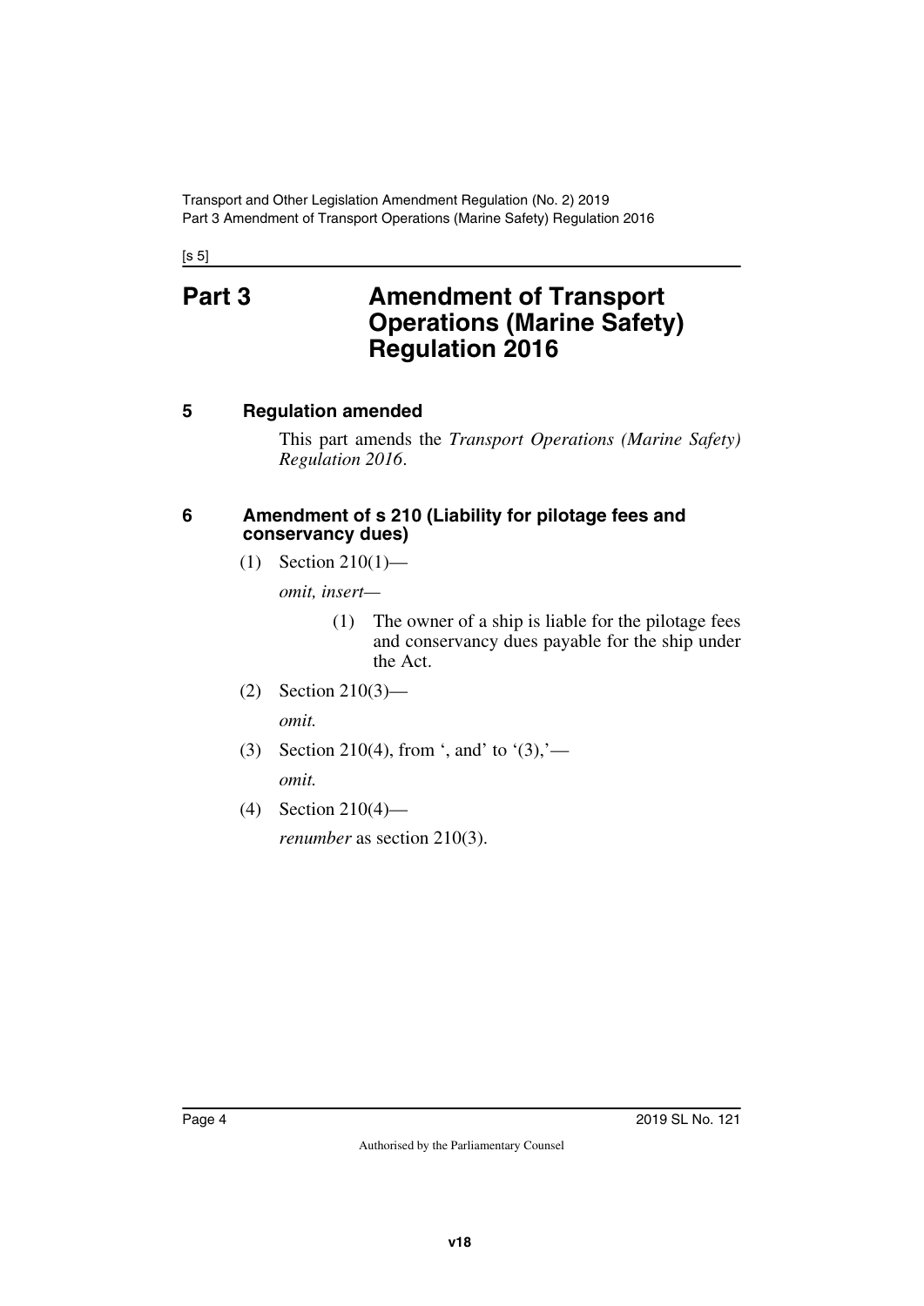[s 5]

# Part 3 Amendment of Transport Operations (Marine Safety) Regulation 2016

## 5 Regulation amended

This part amends the *Transport Operations (Marine Safety) Regulation 2016*.

## 6 Amendment of s 210 (Liability for pilotage fees and conservancy dues)

(1) Section 210(1)—

*omit, insert—*

> (1) The owner of a ship is liable for the pilotage fees and conservancy dues payable for the ship under the Act.

(2) Section 210(3)—

*omit.*

(3) Section 210(4), from ', and' to '(3),'—

*omit.*

(4) Section 210(4)—

*renumber* as section 210(3).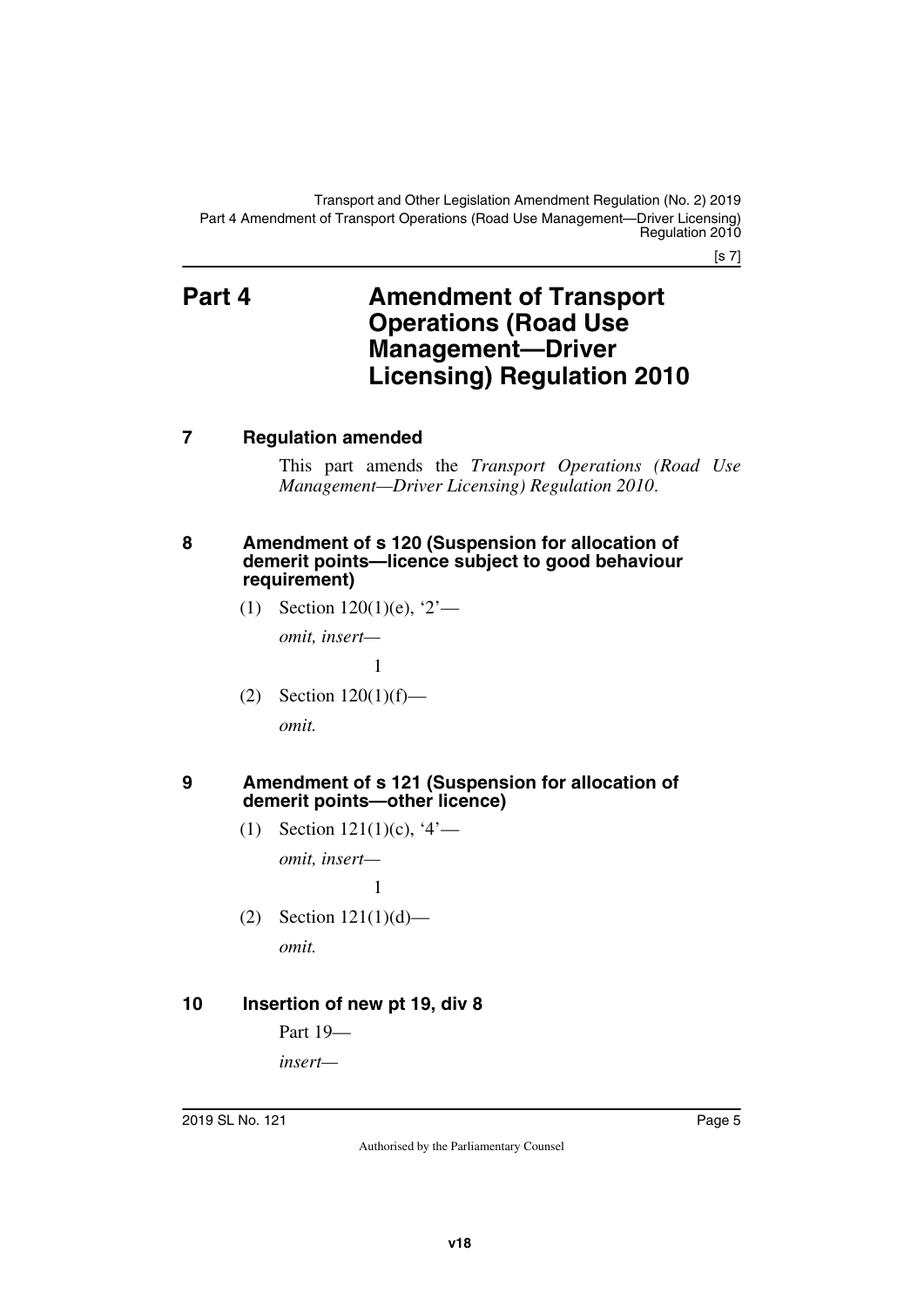# Part 4 Amendment of Transport Operations (Road Use Management—Driver Licensing) Regulation 2010

## 7 Regulation amended

This part amends the *Transport Operations (Road Use Management—Driver Licensing) Regulation 2010*.

## 8 Amendment of s 120 (Suspension for allocation of demerit points—licence subject to good behaviour requirement)

(1) Section 120(1)(e), '2'—

*omit, insert—*

1

(2) Section 120(1)(f)—

*omit.*

## 9 Amendment of s 121 (Suspension for allocation of demerit points—other licence)

(1) Section 121(1)(c), '4'—

*omit, insert—*

1

(2) Section 121(1)(d)—

*omit.*

## 10 Insertion of new pt 19, div 8

Part 19—

*insert—*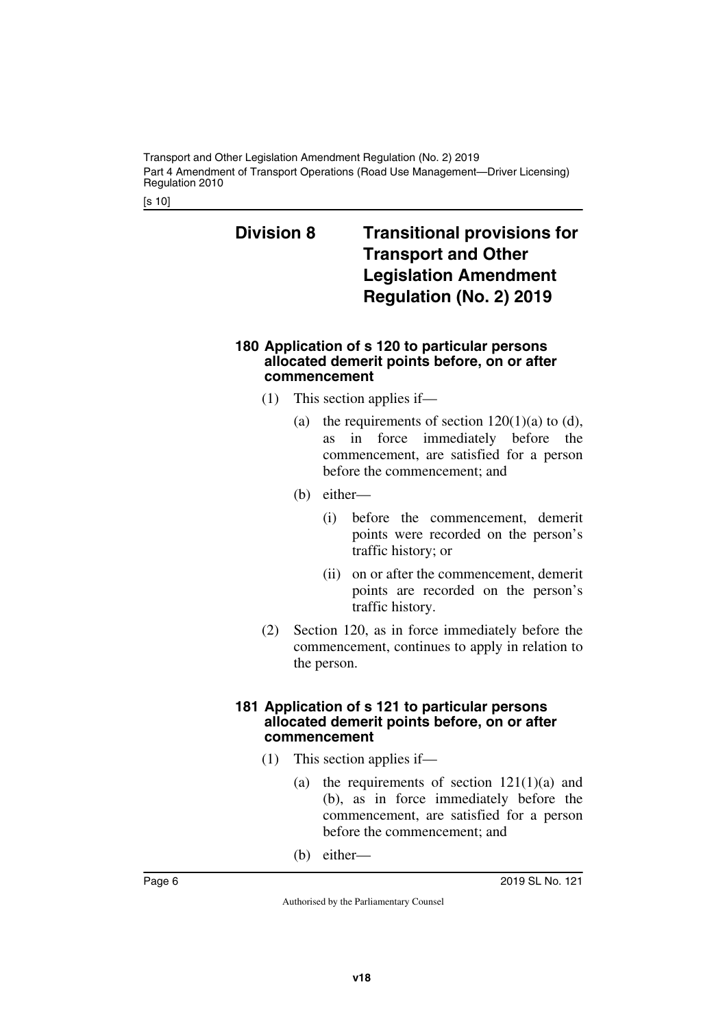## Division 8 Transitional provisions for Transport and Other Legislation Amendment Regulation (No. 2) 2019

### 180 Application of s 120 to particular persons allocated demerit points before, on or after commencement

(1) This section applies if—

(a) the requirements of section 120(1)(a) to (d), as in force immediately before the commencement, are satisfied for a person before the commencement; and

(b) either—

(i) before the commencement, demerit points were recorded on the person's traffic history; or

(ii) on or after the commencement, demerit points are recorded on the person's traffic history.

(2) Section 120, as in force immediately before the commencement, continues to apply in relation to the person.

### 181 Application of s 121 to particular persons allocated demerit points before, on or after commencement

(1) This section applies if—

(a) the requirements of section 121(1)(a) and (b), as in force immediately before the commencement, are satisfied for a person before the commencement; and

(b) either—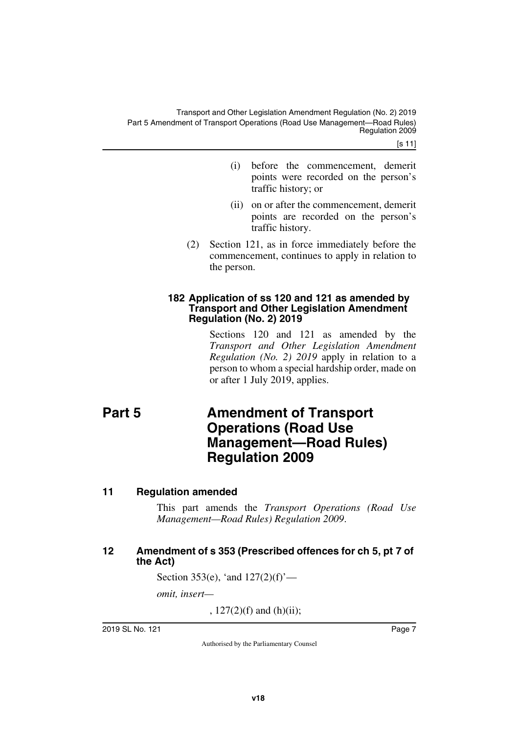(i) before the commencement, demerit points were recorded on the person's traffic history; or

(ii) on or after the commencement, demerit points are recorded on the person's traffic history.

(2) Section 121, as in force immediately before the commencement, continues to apply in relation to the person.

#### 182 Application of ss 120 and 121 as amended by Transport and Other Legislation Amendment Regulation (No. 2) 2019

Sections 120 and 121 as amended by the *Transport and Other Legislation Amendment Regulation (No. 2) 2019* apply in relation to a person to whom a special hardship order, made on or after 1 July 2019, applies.

# Part 5 Amendment of Transport Operations (Road Use Management—Road Rules) Regulation 2009

### 11 Regulation amended

This part amends the *Transport Operations (Road Use Management—Road Rules) Regulation 2009*.

### 12 Amendment of s 353 (Prescribed offences for ch 5, pt 7 of the Act)

Section 353(e), 'and 127(2)(f)'—

*omit, insert—*

, 127(2)(f) and (h)(ii);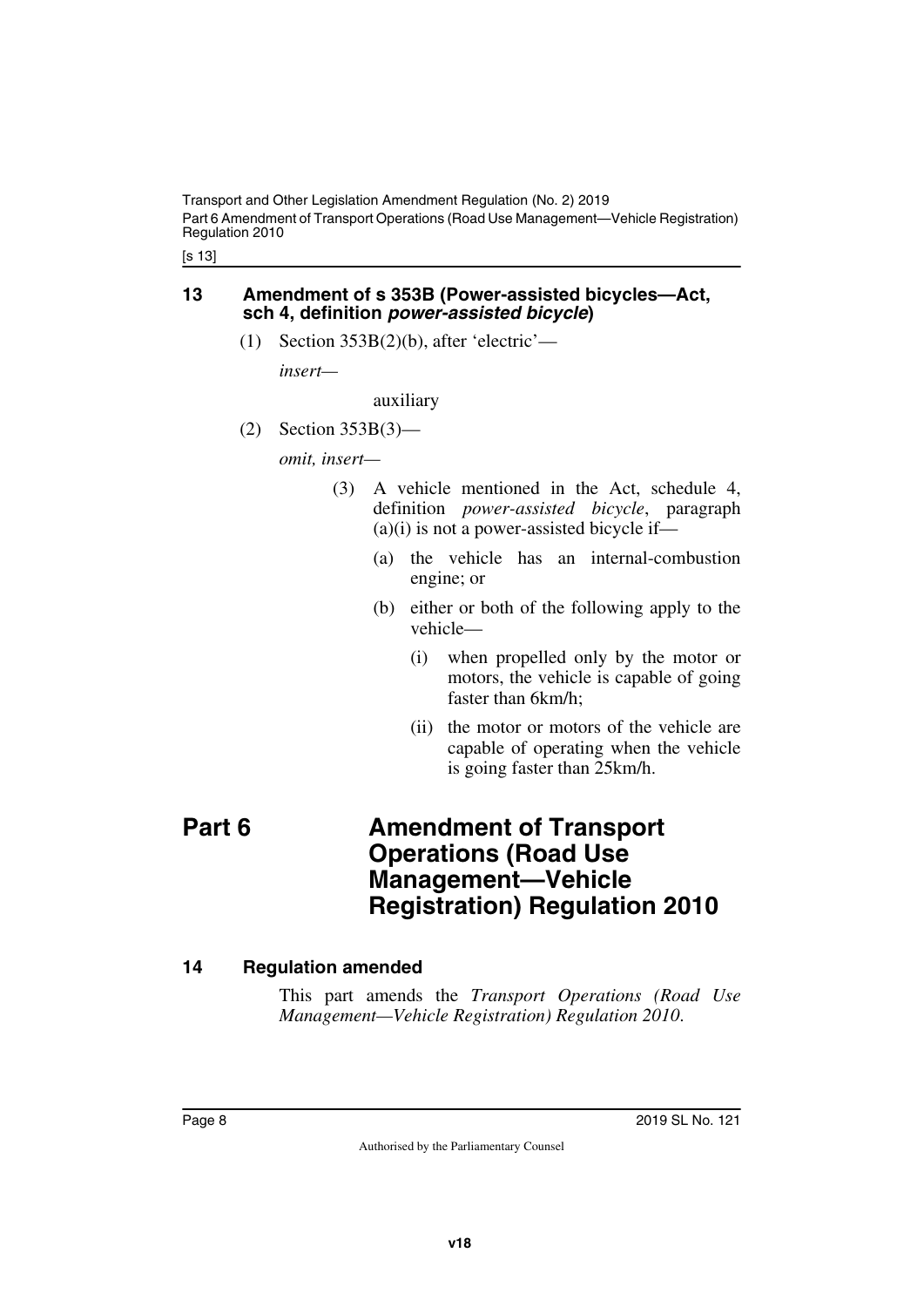### 13 Amendment of s 353B (Power-assisted bicycles—Act, sch 4, definition *power-assisted bicycle*)

(1) Section 353B(2)(b), after 'electric'—

*insert—*

auxiliary

(2) Section 353B(3)—

*omit, insert—*

(3) A vehicle mentioned in the Act, schedule 4, definition *power-assisted bicycle*, paragraph (a)(i) is not a power-assisted bicycle if—

(a) the vehicle has an internal-combustion engine; or

(b) either or both of the following apply to the vehicle—

(i) when propelled only by the motor or motors, the vehicle is capable of going faster than 6km/h;

(ii) the motor or motors of the vehicle are capable of operating when the vehicle is going faster than 25km/h.

## Part 6 Amendment of Transport Operations (Road Use Management—Vehicle Registration) Regulation 2010

### 14 Regulation amended

This part amends the *Transport Operations (Road Use Management—Vehicle Registration) Regulation 2010*.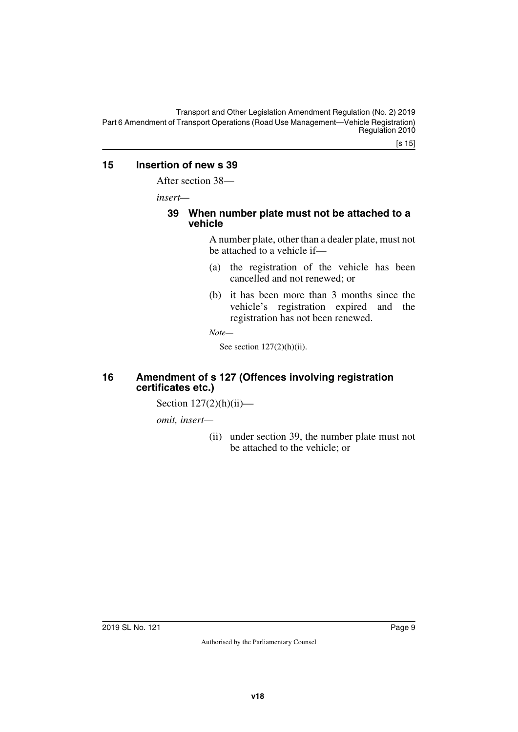## 15 Insertion of new s 39

After section 38—

*insert*—

### 39 When number plate must not be attached to a vehicle

A number plate, other than a dealer plate, must not be attached to a vehicle if—

(a) the registration of the vehicle has been cancelled and not renewed; or

(b) it has been more than 3 months since the vehicle's registration expired and the registration has not been renewed.

*Note*—

See section 127(2)(h)(ii).

## 16 Amendment of s 127 (Offences involving registration certificates etc.)

Section 127(2)(h)(ii)—

*omit, insert*—

(ii) under section 39, the number plate must not be attached to the vehicle; or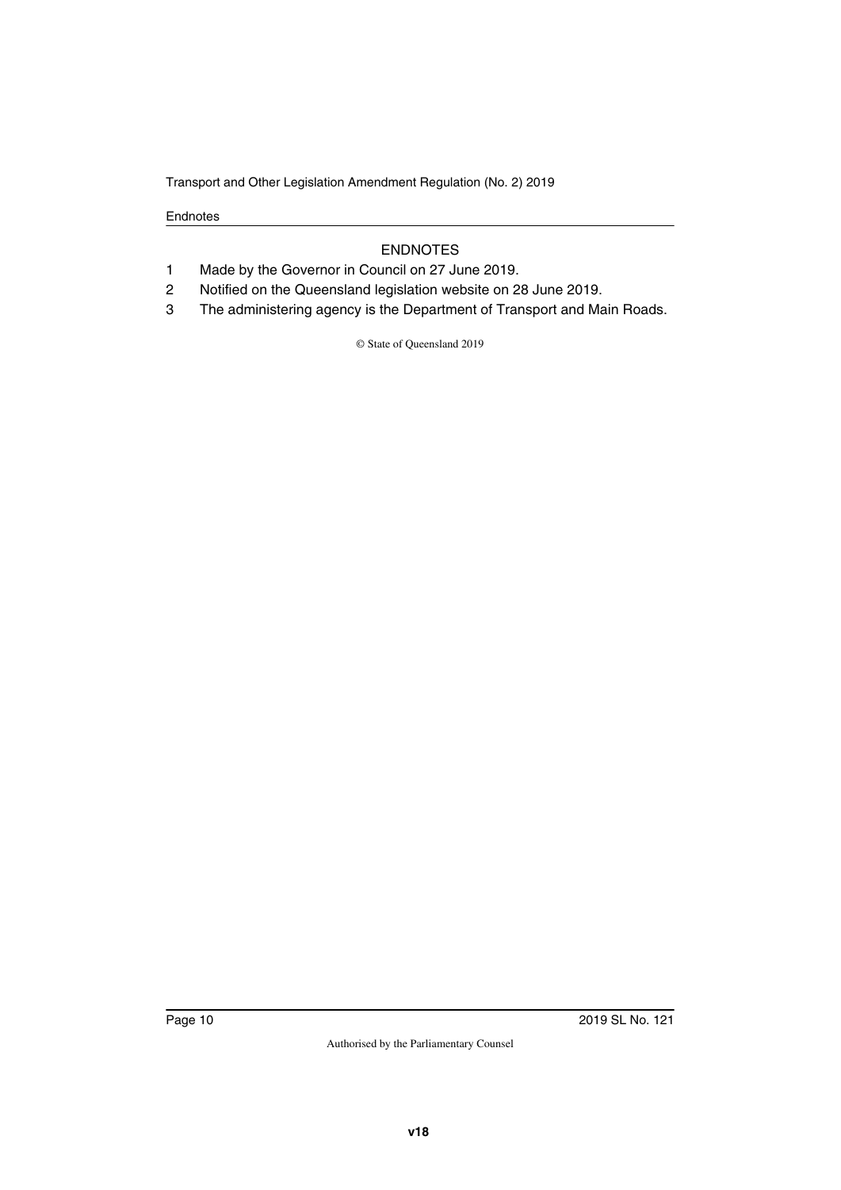## ENDNOTES

1 Made by the Governor in Council on 27 June 2019.

2 Notified on the Queensland legislation website on 28 June 2019.

3 The administering agency is the Department of Transport and Main Roads.

© State of Queensland 2019